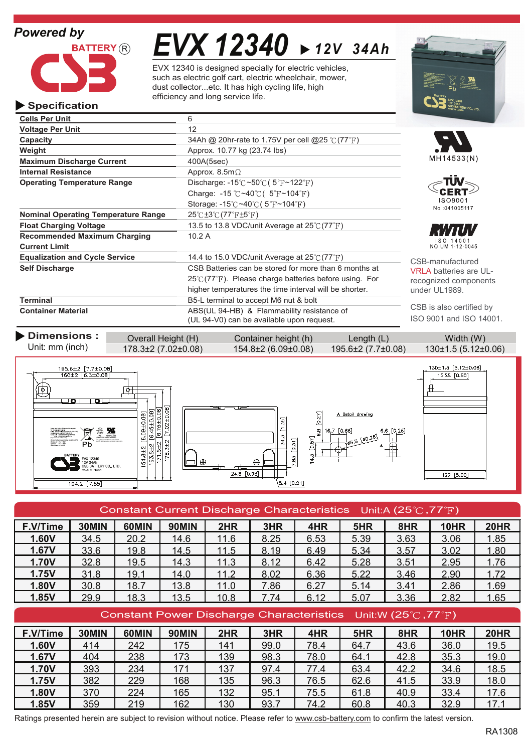Powered by

BATTERY ®

# EVX 12340 ▶ 12V 34Ah

EVX 12340 is designed specially for electric vehicles, such as electric golf cart, electric wheelchair, mower, dust collector...etc. It has high cycling life, high efficiency and long service life.

## ▶ Specification

| | |
|---|---|
| **Cells Per Unit** | 6 |
| **Voltage Per Unit** | 12 |
| **Capacity** | 34Ah @ 20hr-rate to 1.75V per cell @25 ℃(77℉) |
| **Weight** | Approx. 10.77 kg (23.74 lbs) |
| **Maximum Discharge Current** | 400A(5sec) |
| **Internal Resistance** | Approx. 8.5mΩ |
| **Operating Temperature Range** | Discharge: -15℃~50℃( 5℉~122℉)<br>Charge: -15 ℃~40℃( 5℉~104℉)<br>Storage: -15℃~40℃( 5℉~104℉) |
| **Nominal Operating Temperature Range** | 25℃±3℃(77℉±5℉) |
| **Float Charging Voltage** | 13.5 to 13.8 VDC/unit Average at 25℃(77℉) |
| **Recommended Maximum Charging Current Limit** | 10.2 A |
| **Equalization and Cycle Service** | 14.4 to 15.0 VDC/unit Average at 25℃(77℉) |
| **Self Discharge** | CSB Batteries can be stored for more than 6 months at 25℃(77℉). Please charge batteries before using. For higher temperatures the time interval will be shorter. |
| **Terminal** | B5-L terminal to accept M6 nut & bolt |
| **Container Material** | ABS(UL 94-HB) & Flammability resistance of (UL 94-V0) can be available upon request. |

MH14533(N)

TÜV CERT ISO9001 No :041005117

RWTÜV ISO 14001 NO.UM 1-12-0045

CSB-manufactured VRLA batteries are UL-recognized components under UL1989.

CSB is also certified by ISO 9001 and ISO 14001.

## ▶ Dimensions :

Unit: mm (inch)

| Overall Height (H) | Container height (h) | Length (L) | Width (W) |
|---|---|---|---|
| 178.3±2 (7.02±0.08) | 154.8±2 (6.09±0.08) | 195.6±2 (7.7±0.08) | 130±1.5 (5.12±0.06) |

## Constant Current Discharge Characteristics Unit:A (25℃,77℉)

| F.V/Time | 30MIN | 60MIN | 90MIN | 2HR | 3HR | 4HR | 5HR | 8HR | 10HR | 20HR |
|---|---|---|---|---|---|---|---|---|---|---|
| 1.60V | 34.5 | 20.2 | 14.6 | 11.6 | 8.25 | 6.53 | 5.39 | 3.63 | 3.06 | 1.85 |
| 1.67V | 33.6 | 19.8 | 14.5 | 11.5 | 8.19 | 6.49 | 5.34 | 3.57 | 3.02 | 1.80 |
| 1.70V | 32.8 | 19.5 | 14.3 | 11.3 | 8.12 | 6.42 | 5.28 | 3.51 | 2.95 | 1.76 |
| 1.75V | 31.8 | 19.1 | 14.0 | 11.2 | 8.02 | 6.36 | 5.22 | 3.46 | 2.90 | 1.72 |
| 1.80V | 30.8 | 18.7 | 13.8 | 11.0 | 7.86 | 6.27 | 5.14 | 3.41 | 2.86 | 1.69 |
| 1.85V | 29.9 | 18.3 | 13.5 | 10.8 | 7.74 | 6.12 | 5.07 | 3.36 | 2.82 | 1.65 |

## Constant Power Discharge Characteristics Unit:W (25℃,77℉)

| F.V/Time | 30MIN | 60MIN | 90MIN | 2HR | 3HR | 4HR | 5HR | 8HR | 10HR | 20HR |
|---|---|---|---|---|---|---|---|---|---|---|
| 1.60V | 414 | 242 | 175 | 141 | 99.0 | 78.4 | 64.7 | 43.6 | 36.0 | 19.5 |
| 1.67V | 404 | 238 | 173 | 139 | 98.3 | 78.0 | 64.1 | 42.8 | 35.3 | 19.0 |
| 1.70V | 393 | 234 | 171 | 137 | 97.4 | 77.4 | 63.4 | 42.2 | 34.6 | 18.5 |
| 1.75V | 382 | 229 | 168 | 135 | 96.3 | 76.5 | 62.6 | 41.5 | 33.9 | 18.0 |
| 1.80V | 370 | 224 | 165 | 132 | 95.1 | 75.5 | 61.8 | 40.9 | 33.4 | 17.6 |
| 1.85V | 359 | 219 | 162 | 130 | 93.7 | 74.2 | 60.8 | 40.3 | 32.9 | 17.1 |

Ratings presented herein are subject to revision without notice. Please refer to www.csb-battery.com to confirm the latest version.

RA1308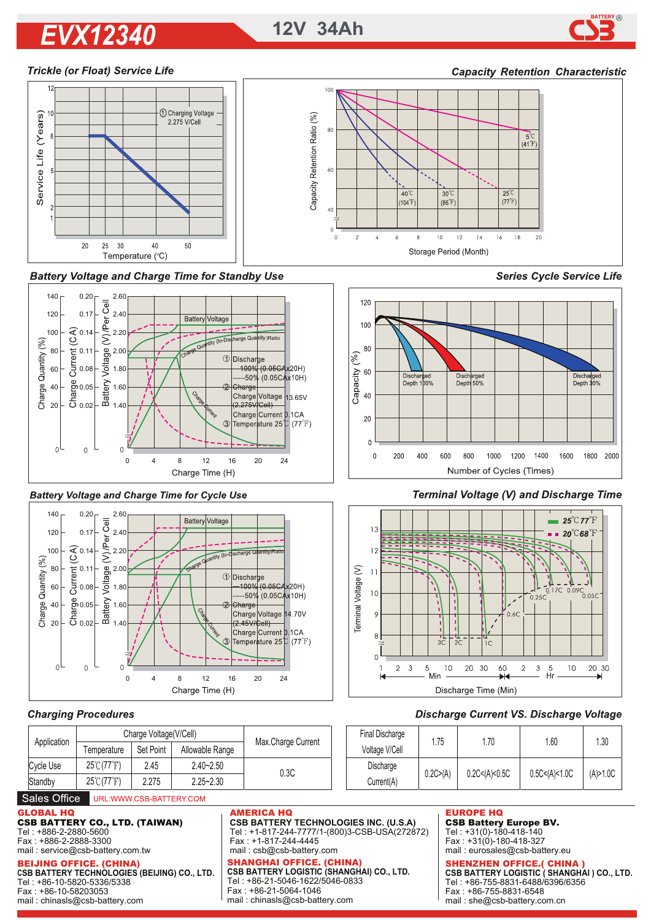# EVX12340

12V 34Ah

## Trickle (or Float) Service Life

Service Life (Years)

12
10
8
5
2
1

① Charging Voltage
2.275 V/Cell

20 25 30 40 50

Temperature (°C)

## Capacity Retention Characteristic

Capacity Retention Ratio (%)

100
80
60
40
0

5°C (41°F)
40°C (104°F)
30°C (86°F)
25°C (77°F)

0 2 4 6 8 10 12 14 16 18 20

Storage Period (Month)

## Battery Voltage and Charge Time for Standby Use

Charge Quantity (%) 140 120 100 80 60 40 20 0

Charge Current (CA) 0.20 0.17 0.14 0.11 0.08 0.05 0.02 0

Battery Voltage (V)/Per Cell 2.60 2.40 2.20 2.00 1.80 1.60 1.40 0

Battery Voltage

Charge Quantity (to-Discharge Quantity)Ratio

Charge Current

① Discharge
——100% (0.05CAx20H)
-----50% (0.05CAx10H)

② Charge
Charge Voltage 13.65V (2.275V/Cell)
Charge Current 0.1CA

③ Temperature 25°C (77°F)

0 4 8 12 16 20 24

Charge Time (H)

## Series Cycle Service Life

Capacity (%)

120
100
80
60
40
20
0

Discharged Depth 100%
Discharged Depth 50%
Discharged Depth 30%

0 200 400 600 800 1000 1200 1400 1600 1800 2000

Number of Cycles (Times)

## Battery Voltage and Charge Time for Cycle Use

Charge Quantity (%) 140 120 100 80 60 40 20 0

Charge Current (CA) 0.20 0.17 0.14 0.11 0.08 0.05 0.02 0

Battery Voltage (V)/Per Cell 2.60 2.40 2.20 2.00 1.80 1.60 1.40 0

Battery Voltage

Charge Quantity (to-Discharge Quantity)Ratio

Charge Current

① Discharge
——100% (0.05CAx20H)
-----50% (0.05CAx10H)

② Charge
Charge Voltage 14.70V (2.45V/Cell)
Charge Current 0.1CA

③ Temperature 25°C (77°F)

0 4 8 12 16 20 24

Charge Time (H)

## Terminal Voltage (V) and Discharge Time

Terminal Voltage (V)

13
12
11
10
9
8
0

25°C 77°F
20°C 68°F

3C 2C 1C 0.6C 0.25C 0.17C 0.09C 0.05C

1 2 3 5 10 20 30 60 2 3 5 10 20 30

Min Hr

Discharge Time (Min)

## Charging Procedures

| Application | Charge Voltage(V/Cell) | | | Max.Charge Current |
|---|---|---|---|---|
| | Temperature | Set Point | Allowable Range | |
| Cycle Use | 25°C(77°F) | 2.45 | 2.40~2.50 | 0.3C |
| Standby | 25°C(77°F) | 2.275 | 2.25~2.30 | |

## Discharge Current VS. Discharge Voltage

| Final Discharge Voltage V/Cell | 1.75 | 1.70 | 1.60 | 1.30 |
|---|---|---|---|---|
| Discharge Current(A) | 0.2C>(A) | 0.2C<(A)<0.5C | 0.5C<(A)<1.0C | (A)>1.0C |

## Sales Office

URL:WWW.CSB-BATTERY.COM

**GLOBAL HQ**
**CSB BATTERY CO., LTD. (TAIWAN)**
Tel : +886-2-2880-5600
Fax : +886-2-2888-3300
mail : service@csb-battery.com.tw

**AMERICA HQ**
**CSB BATTERY TECHNOLOGIES INC. (U.S.A)**
Tel : +1-817-244-7777/1-(800)3-CSB-USA(272872)
Fax : +1-817-244-4445
mail : csb@csb-battery.com

**EUROPE HQ**
**CSB Battery Europe BV.**
Tel : +31(0)-180-418-140
Fax : +31(0)-180-418-327
mail : eurosales@csb-battery.eu

**BEIJING OFFICE. (CHINA)**
**CSB BATTERY TECHNOLOGIES (BEIJING) CO., LTD.**
Tel : +86-10-5820-5336/5338
Fax : +86-10-58203053
mail : chinasls@csb-battery.com

**SHANGHAI OFFICE. (CHINA)**
**CSB BATTERY LOGISTIC (SHANGHAI) CO., LTD.**
Tel : +86-21-5046-1622/5046-0833
Fax : +86-21-5064-1046
mail : chinasls@csb-battery.com

**SHENZHEN OFFICE.( CHINA )**
**CSB BATTERY LOGISTIC ( SHANGHAI ) CO., LTD.**
Tel : +86-755-8831-6488/6396/6356
Fax : +86-755-8831-6548
mail : she@csb-battery.com.cn